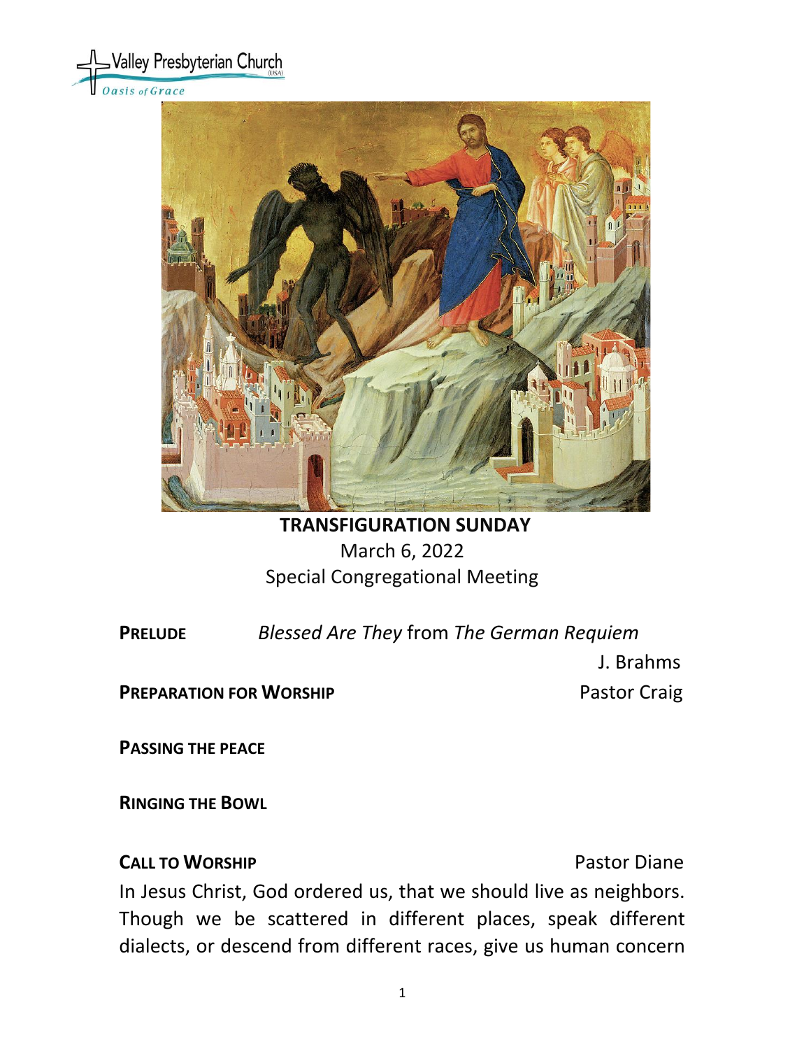Valley Presbyterian Church (USA)
*Oasis of Grace*

# TRANSFIGURATION SUNDAY

March 6, 2022
Special Congregational Meeting

**PRELUDE** *Blessed Are They* from *The German Requiem*
J. Brahms

**PREPARATION FOR WORSHIP** Pastor Craig

**PASSING THE PEACE**

**RINGING THE BOWL**

**CALL TO WORSHIP** Pastor Diane

In Jesus Christ, God ordered us, that we should live as neighbors. Though we be scattered in different places, speak different dialects, or descend from different races, give us human concern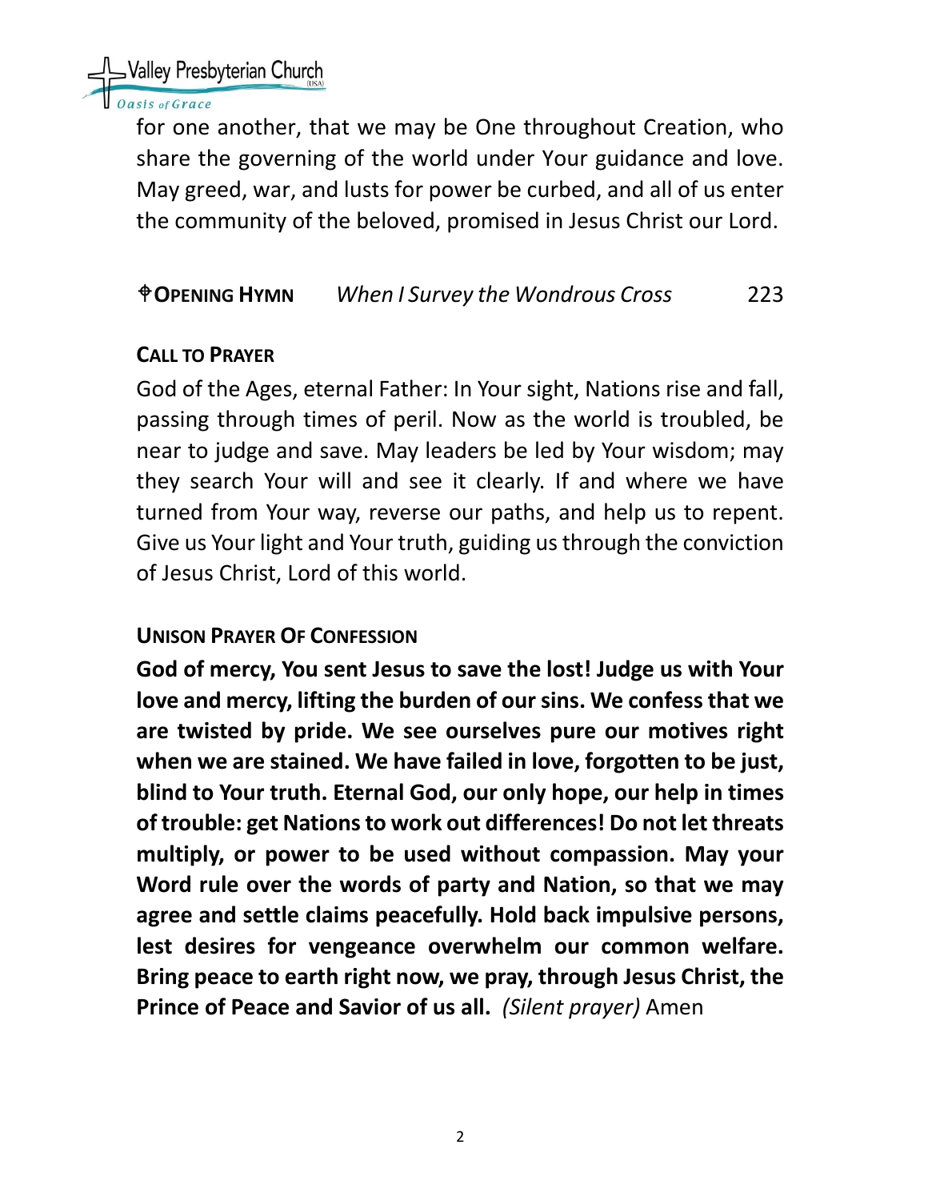for one another, that we may be One throughout Creation, who share the governing of the world under Your guidance and love. May greed, war, and lusts for power be curbed, and all of us enter the community of the beloved, promised in Jesus Christ our Lord.

**✠OPENING HYMN** *When I Survey the Wondrous Cross* 223

**CALL TO PRAYER**

God of the Ages, eternal Father: In Your sight, Nations rise and fall, passing through times of peril. Now as the world is troubled, be near to judge and save. May leaders be led by Your wisdom; may they search Your will and see it clearly. If and where we have turned from Your way, reverse our paths, and help us to repent. Give us Your light and Your truth, guiding us through the conviction of Jesus Christ, Lord of this world.

**UNISON PRAYER OF CONFESSION**

**God of mercy, You sent Jesus to save the lost! Judge us with Your love and mercy, lifting the burden of our sins. We confess that we are twisted by pride. We see ourselves pure our motives right when we are stained. We have failed in love, forgotten to be just, blind to Your truth. Eternal God, our only hope, our help in times of trouble: get Nations to work out differences! Do not let threats multiply, or power to be used without compassion. May your Word rule over the words of party and Nation, so that we may agree and settle claims peacefully. Hold back impulsive persons, lest desires for vengeance overwhelm our common welfare. Bring peace to earth right now, we pray, through Jesus Christ, the Prince of Peace and Savior of us all.** *(Silent prayer)* Amen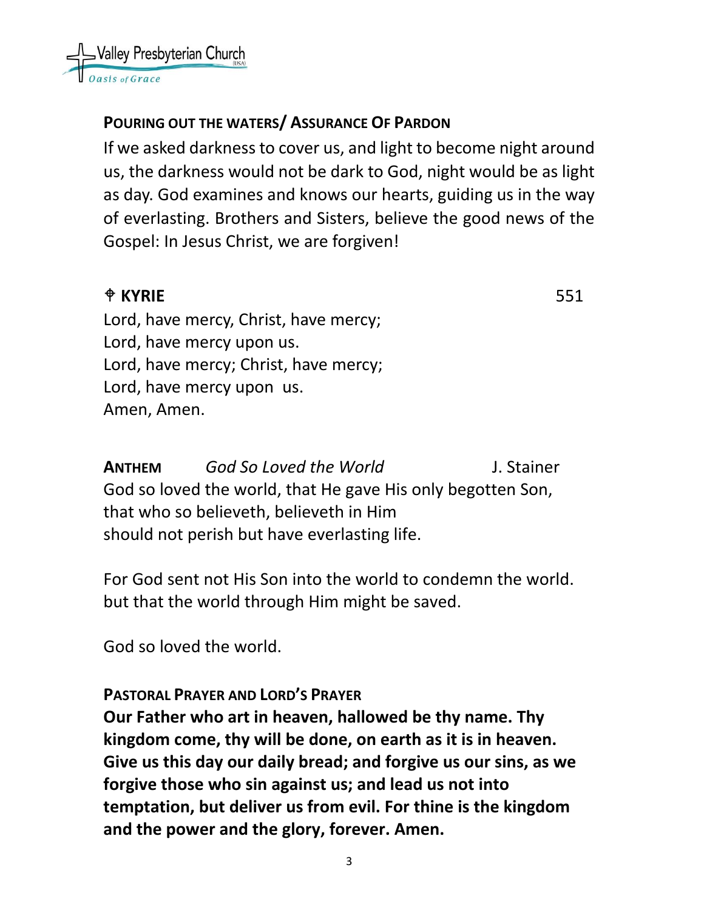**POURING OUT THE WATERS/ ASSURANCE OF PARDON**

If we asked darkness to cover us, and light to become night around us, the darkness would not be dark to God, night would be as light as day. God examines and knows our hearts, guiding us in the way of everlasting. Brothers and Sisters, believe the good news of the Gospel: In Jesus Christ, we are forgiven!

**⌖ KYRIE** 551

Lord, have mercy, Christ, have mercy;
Lord, have mercy upon us.
Lord, have mercy; Christ, have mercy;
Lord, have mercy upon us.
Amen, Amen.

**ANTHEM** *God So Loved the World* J. Stainer

God so loved the world, that He gave His only begotten Son,
that who so believeth, believeth in Him
should not perish but have everlasting life.

For God sent not His Son into the world to condemn the world.
but that the world through Him might be saved.

God so loved the world.

**PASTORAL PRAYER AND LORD'S PRAYER**

**Our Father who art in heaven, hallowed be thy name. Thy kingdom come, thy will be done, on earth as it is in heaven. Give us this day our daily bread; and forgive us our sins, as we forgive those who sin against us; and lead us not into temptation, but deliver us from evil. For thine is the kingdom and the power and the glory, forever. Amen.**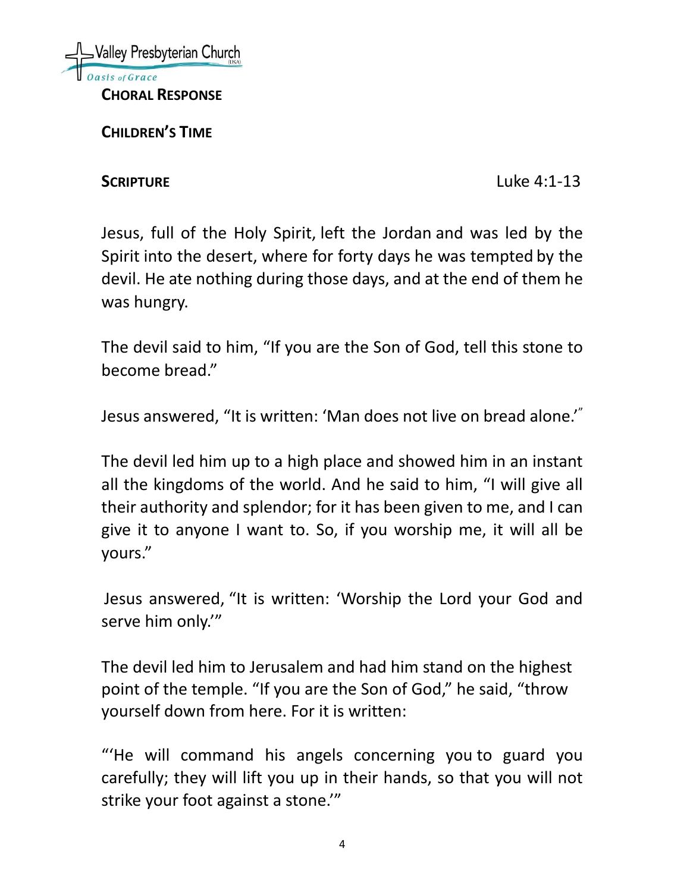**CHORAL RESPONSE**

**CHILDREN'S TIME**

**SCRIPTURE** Luke 4:1-13

Jesus, full of the Holy Spirit, left the Jordan and was led by the Spirit into the desert, where for forty days he was tempted by the devil. He ate nothing during those days, and at the end of them he was hungry.

The devil said to him, "If you are the Son of God, tell this stone to become bread."

Jesus answered, "It is written: 'Man does not live on bread alone.'"

The devil led him up to a high place and showed him in an instant all the kingdoms of the world. And he said to him, "I will give all their authority and splendor; for it has been given to me, and I can give it to anyone I want to. So, if you worship me, it will all be yours."

Jesus answered, "It is written: 'Worship the Lord your God and serve him only.'"

The devil led him to Jerusalem and had him stand on the highest point of the temple. "If you are the Son of God," he said, "throw yourself down from here. For it is written:

"'He will command his angels concerning you to guard you carefully; they will lift you up in their hands, so that you will not strike your foot against a stone.'"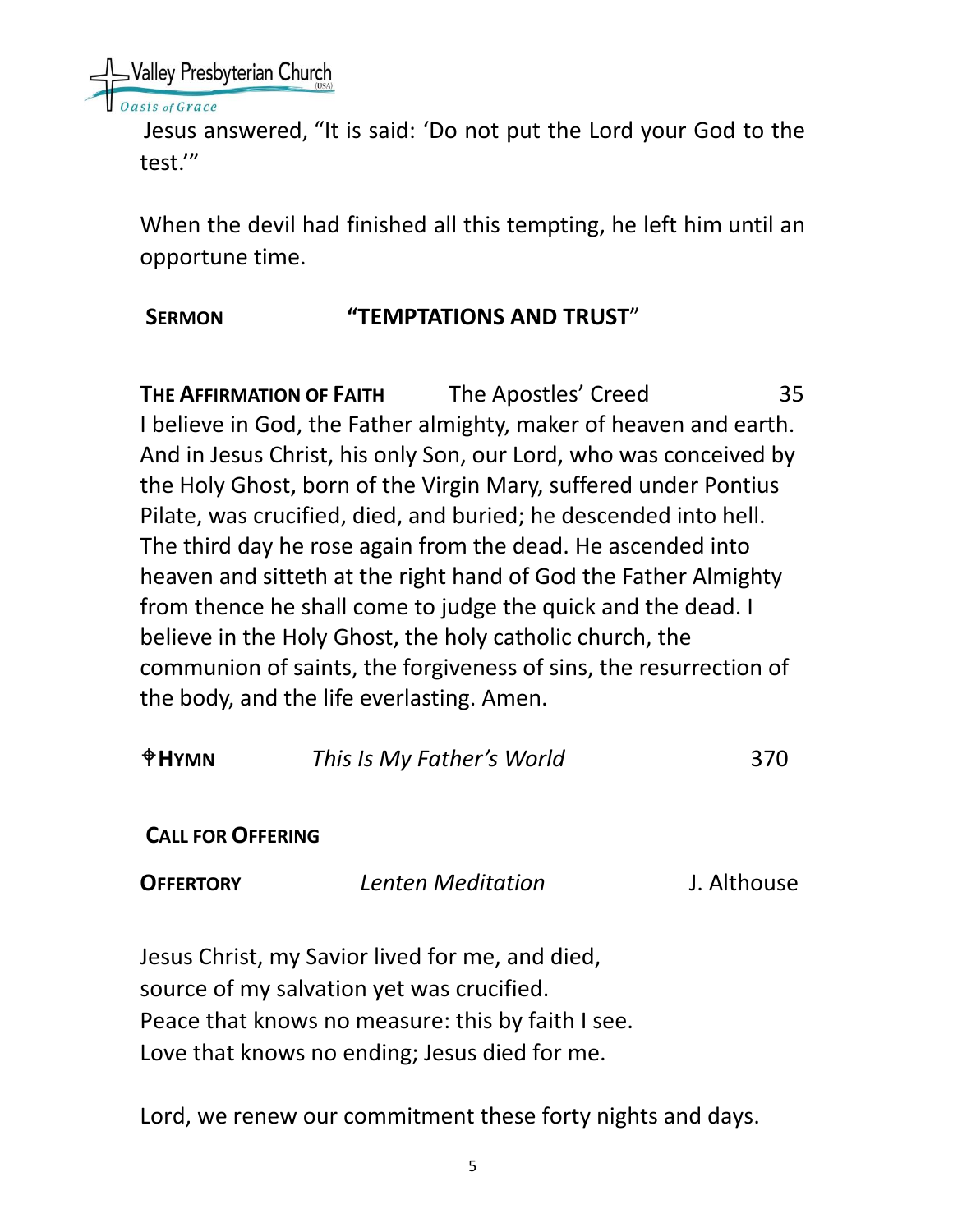Jesus answered, "It is said: 'Do not put the Lord your God to the test.'"

When the devil had finished all this tempting, he left him until an opportune time.

**SERMON** **"TEMPTATIONS AND TRUST"**

**THE AFFIRMATION OF FAITH** The Apostles' Creed 35

I believe in God, the Father almighty, maker of heaven and earth. And in Jesus Christ, his only Son, our Lord, who was conceived by the Holy Ghost, born of the Virgin Mary, suffered under Pontius Pilate, was crucified, died, and buried; he descended into hell. The third day he rose again from the dead. He ascended into heaven and sitteth at the right hand of God the Father Almighty from thence he shall come to judge the quick and the dead. I believe in the Holy Ghost, the holy catholic church, the communion of saints, the forgiveness of sins, the resurrection of the body, and the life everlasting. Amen.

**✣HYMN** *This Is My Father's World* 370

**CALL FOR OFFERING**

**OFFERTORY** *Lenten Meditation* J. Althouse

Jesus Christ, my Savior lived for me, and died,
source of my salvation yet was crucified.
Peace that knows no measure: this by faith I see.
Love that knows no ending; Jesus died for me.

Lord, we renew our commitment these forty nights and days.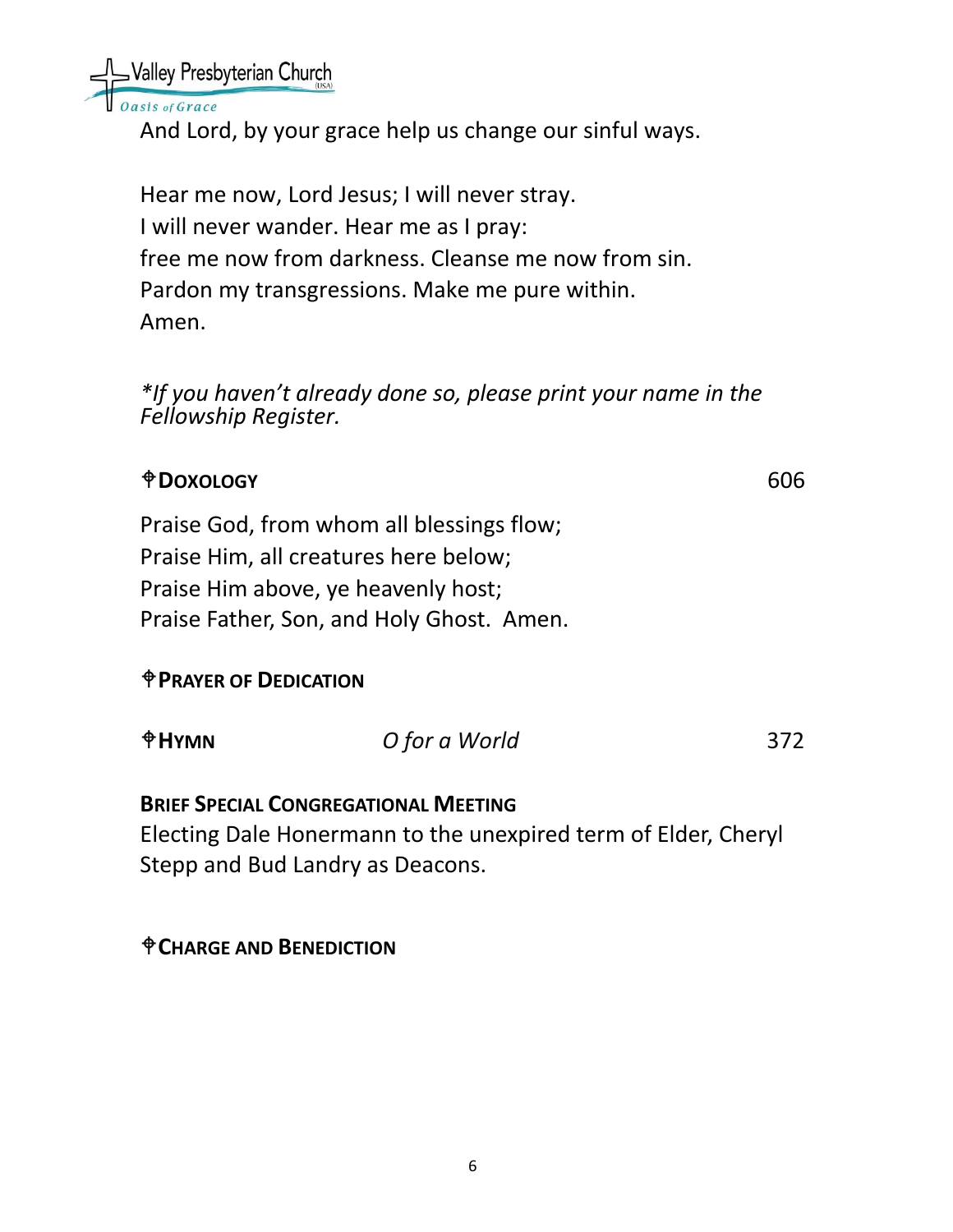And Lord, by your grace help us change our sinful ways.

Hear me now, Lord Jesus; I will never stray.
I will never wander. Hear me as I pray:
free me now from darkness. Cleanse me now from sin.
Pardon my transgressions. Make me pure within.
Amen.

*\*If you haven't already done so, please print your name in the Fellowship Register.*

**✟DOXOLOGY** 606

Praise God, from whom all blessings flow;
Praise Him, all creatures here below;
Praise Him above, ye heavenly host;
Praise Father, Son, and Holy Ghost. Amen.

**✟PRAYER OF DEDICATION**

**✟HYMN** *O for a World* 372

**BRIEF SPECIAL CONGREGATIONAL MEETING**

Electing Dale Honermann to the unexpired term of Elder, Cheryl Stepp and Bud Landry as Deacons.

**✟CHARGE AND BENEDICTION**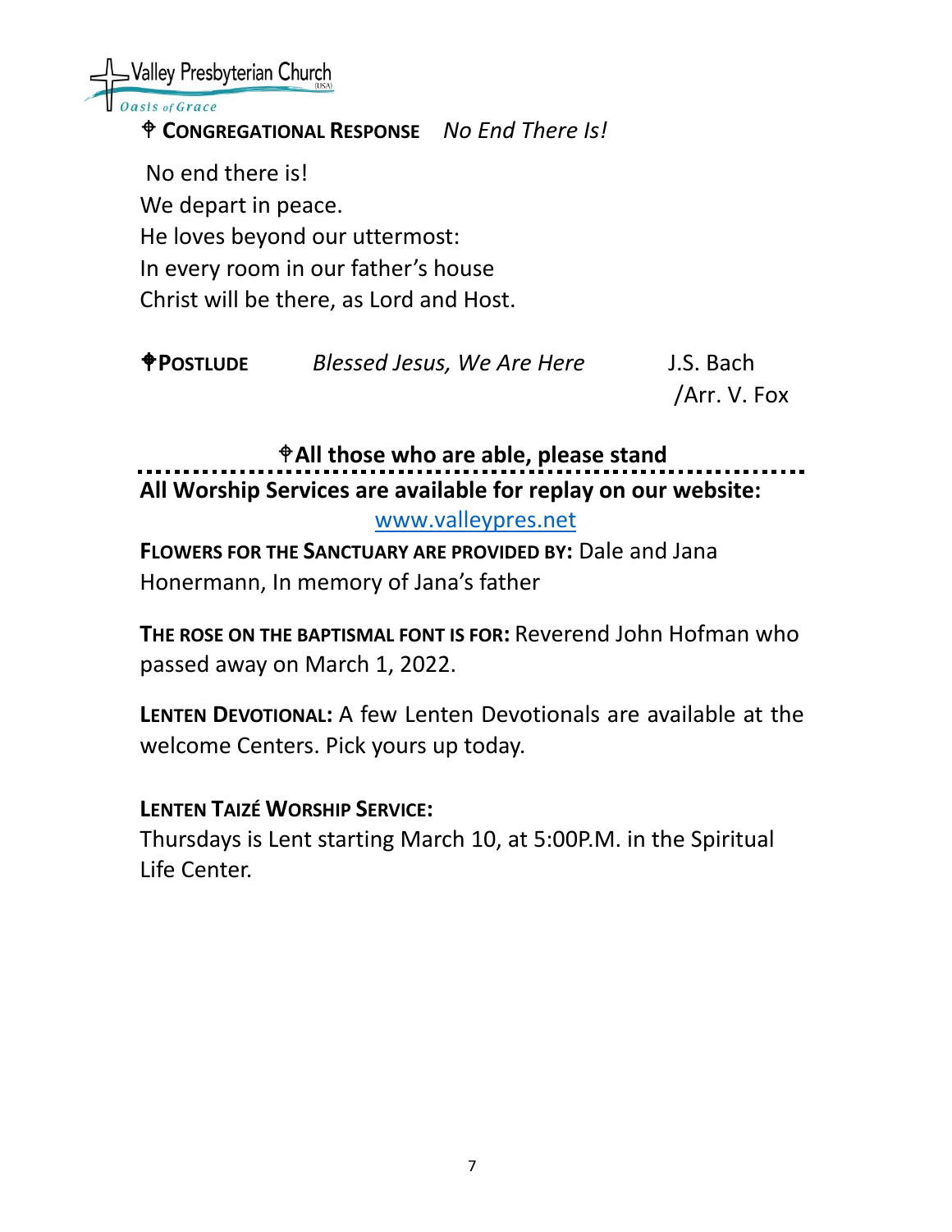⌖ **CONGREGATIONAL RESPONSE** *No End There Is!*

No end there is!
We depart in peace.
He loves beyond our uttermost:
In every room in our father's house
Christ will be there, as Lord and Host.

⌖**POSTLUDE** *Blessed Jesus, We Are Here* J.S. Bach /Arr. V. Fox

⌖**All those who are able, please stand**

---

**All Worship Services are available for replay on our website:** [www.valleypres.net](http://www.valleypres.net)

**FLOWERS FOR THE SANCTUARY ARE PROVIDED BY:** Dale and Jana Honermann, In memory of Jana's father

**THE ROSE ON THE BAPTISMAL FONT IS FOR:** Reverend John Hofman who passed away on March 1, 2022.

**LENTEN DEVOTIONAL:** A few Lenten Devotionals are available at the welcome Centers. Pick yours up today.

**LENTEN TAIZÉ WORSHIP SERVICE:**
Thursdays is Lent starting March 10, at 5:00P.M. in the Spiritual Life Center.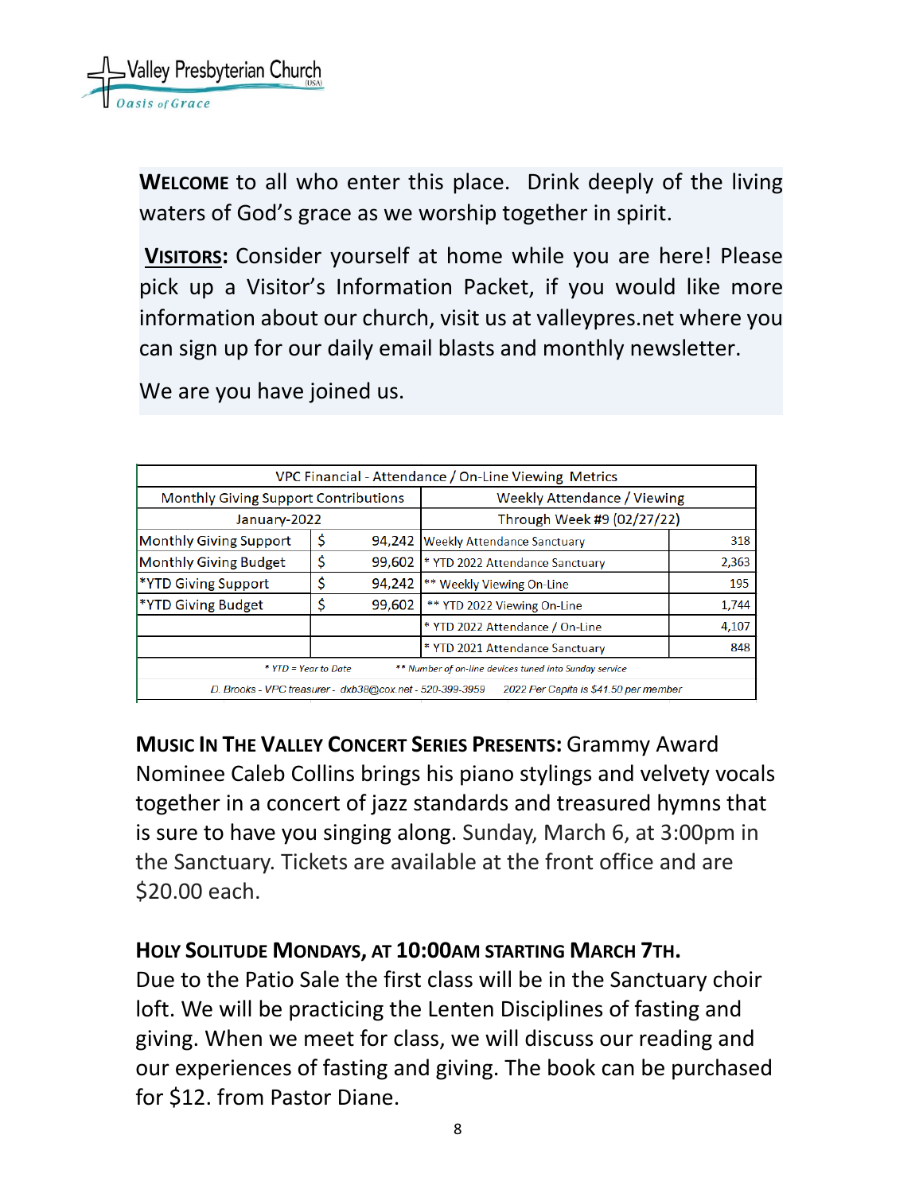Valley Presbyterian Church (USA)
Oasis of Grace

**WELCOME** to all who enter this place. Drink deeply of the living waters of God's grace as we worship together in spirit.

**VISITORS:** Consider yourself at home while you are here! Please pick up a Visitor's Information Packet, if you would like more information about our church, visit us at valleypres.net where you can sign up for our daily email blasts and monthly newsletter.

We are you have joined us.

| VPC Financial - Attendance / On-Line Viewing Metrics | | | | |
|---|---|---|---|---|
| Monthly Giving Support Contributions | | | Weekly Attendance / Viewing | |
| January-2022 | | | Through Week #9 (02/27/22) | |
| Monthly Giving Support | $ | 94,242 | Weekly Attendance Sanctuary | 318 |
| Monthly Giving Budget | $ | 99,602 | * YTD 2022 Attendance Sanctuary | 2,363 |
| *YTD Giving Support | $ | 94,242 | ** Weekly Viewing On-Line | 195 |
| *YTD Giving Budget | $ | 99,602 | ** YTD 2022 Viewing On-Line | 1,744 |
| | | | * YTD 2022 Attendance / On-Line | 4,107 |
| | | | * YTD 2021 Attendance Sanctuary | 848 |
| * YTD = Year to Date &nbsp;&nbsp; ** Number of on-line devices tuned into Sunday service | | | | |
| D. Brooks - VPC treasurer - dxb38@cox.net - 520-399-3959 &nbsp;&nbsp; 2022 Per Capita is $41.50 per member | | | | |

**MUSIC IN THE VALLEY CONCERT SERIES PRESENTS:** Grammy Award Nominee Caleb Collins brings his piano stylings and velvety vocals together in a concert of jazz standards and treasured hymns that is sure to have you singing along. Sunday, March 6, at 3:00pm in the Sanctuary. Tickets are available at the front office and are $20.00 each.

**HOLY SOLITUDE MONDAYS, AT 10:00AM STARTING MARCH 7TH.**
Due to the Patio Sale the first class will be in the Sanctuary choir loft. We will be practicing the Lenten Disciplines of fasting and giving. When we meet for class, we will discuss our reading and our experiences of fasting and giving. The book can be purchased for $12. from Pastor Diane.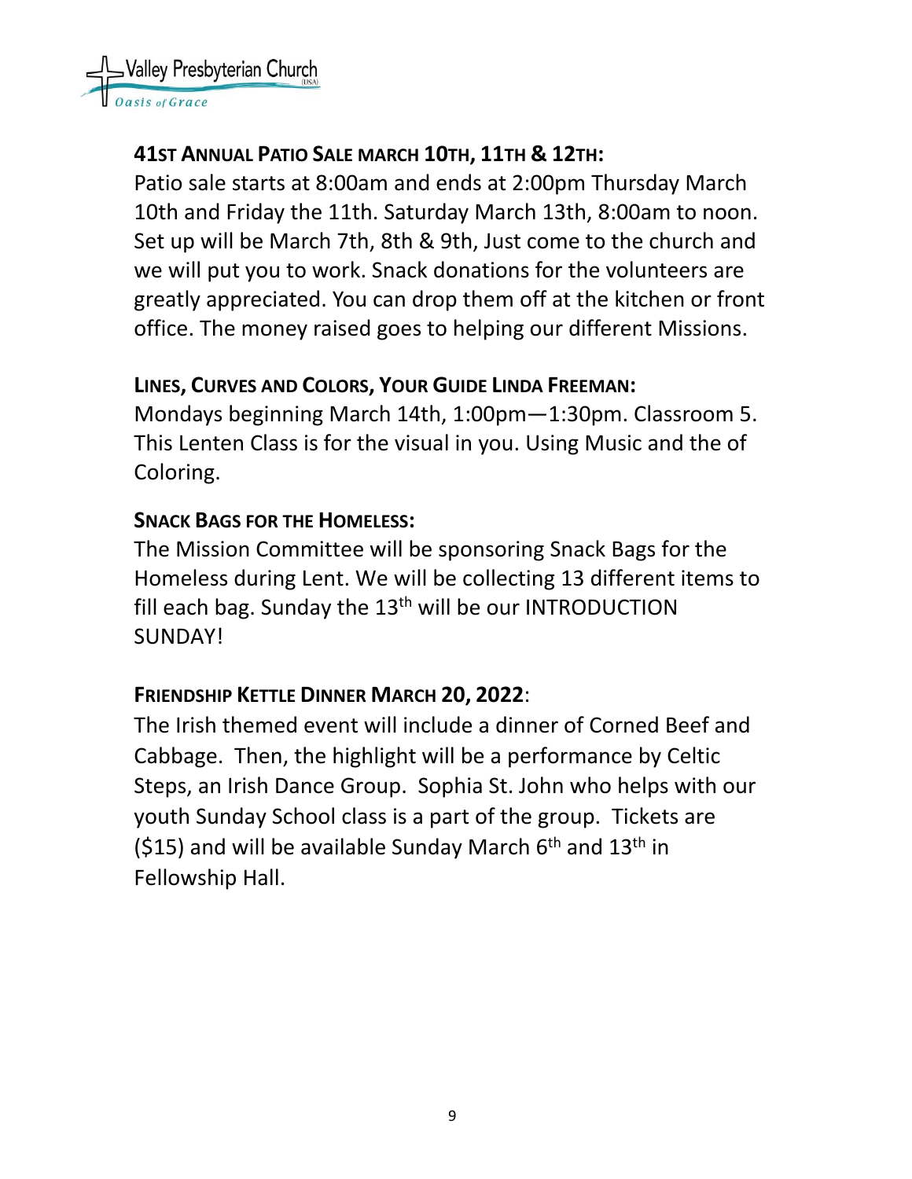**41ST ANNUAL PATIO SALE MARCH 10TH, 11TH & 12TH:**

Patio sale starts at 8:00am and ends at 2:00pm Thursday March 10th and Friday the 11th. Saturday March 13th, 8:00am to noon. Set up will be March 7th, 8th & 9th, Just come to the church and we will put you to work. Snack donations for the volunteers are greatly appreciated. You can drop them off at the kitchen or front office. The money raised goes to helping our different Missions.

**LINES, CURVES AND COLORS, YOUR GUIDE LINDA FREEMAN:**

Mondays beginning March 14th, 1:00pm—1:30pm. Classroom 5. This Lenten Class is for the visual in you. Using Music and the of Coloring.

**SNACK BAGS FOR THE HOMELESS:**

The Mission Committee will be sponsoring Snack Bags for the Homeless during Lent. We will be collecting 13 different items to fill each bag. Sunday the 13th will be our INTRODUCTION SUNDAY!

**FRIENDSHIP KETTLE DINNER MARCH 20, 2022**:

The Irish themed event will include a dinner of Corned Beef and Cabbage. Then, the highlight will be a performance by Celtic Steps, an Irish Dance Group. Sophia St. John who helps with our youth Sunday School class is a part of the group. Tickets are ($15) and will be available Sunday March 6th and 13th in Fellowship Hall.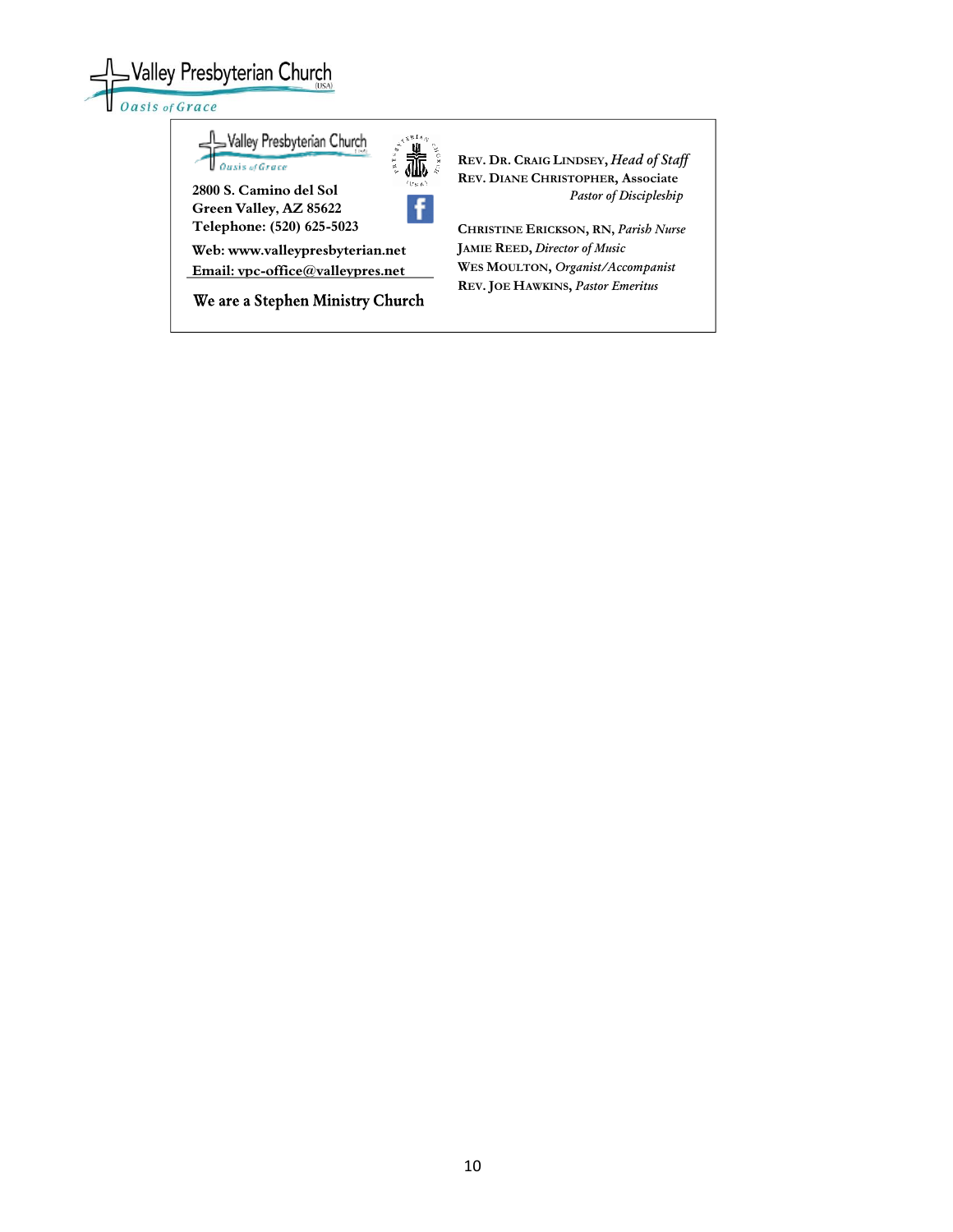Valley Presbyterian Church (USA)

*Oasis of Grace*

Valley Presbyterian Church

*Oasis of Grace*

**2800 S. Camino del Sol**
**Green Valley, AZ 85622**
**Telephone: (520) 625-5023**

**Web: www.valleypresbyterian.net**
**Email: vpc-office@valleypres.net**

**We are a Stephen Ministry Church**

**REV. DR. CRAIG LINDSEY,** *Head of Staff*
**REV. DIANE CHRISTOPHER, Associate** *Pastor of Discipleship*

**CHRISTINE ERICKSON, RN,** *Parish Nurse*
**JAMIE REED,** *Director of Music*
**WES MOULTON,** *Organist/Accompanist*
**REV. JOE HAWKINS,** *Pastor Emeritus*